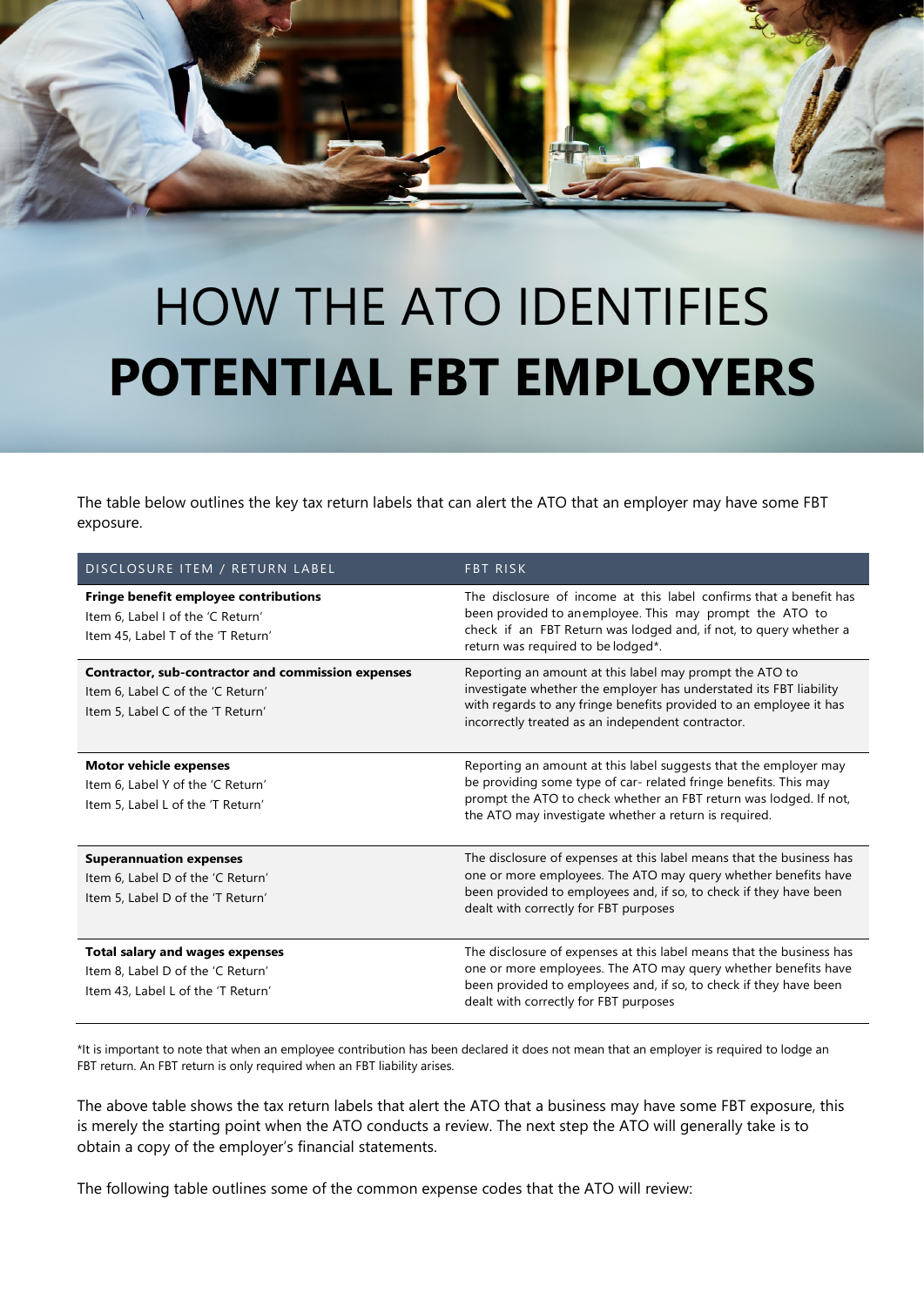# HOW THE ATO IDENTIFIES **POTENTIAL FBT EMPLOYERS**

The table below outlines the key tax return labels that can alert the ATO that an employer may have some FBT exposure.

| DISCLOSURE ITEM / RETURN LABEL | FBT RISK |
|---|---|
| **Fringe benefit employee contributions**<br>Item 6, Label I of the 'C Return'<br>Item 45, Label T of the 'T Return' | The disclosure of income at this label confirms that a benefit has been provided to anemployee. This may prompt the ATO to check if an FBT Return was lodged and, if not, to query whether a return was required to be lodged*. |
| **Contractor, sub-contractor and commission expenses**<br>Item 6, Label C of the 'C Return'<br>Item 5, Label C of the 'T Return' | Reporting an amount at this label may prompt the ATO to investigate whether the employer has understated its FBT liability with regards to any fringe benefits provided to an employee it has incorrectly treated as an independent contractor. |
| **Motor vehicle expenses**<br>Item 6, Label Y of the 'C Return'<br>Item 5, Label L of the 'T Return' | Reporting an amount at this label suggests that the employer may be providing some type of car- related fringe benefits. This may prompt the ATO to check whether an FBT return was lodged. If not, the ATO may investigate whether a return is required. |
| **Superannuation expenses**<br>Item 6, Label D of the 'C Return'<br>Item 5, Label D of the 'T Return' | The disclosure of expenses at this label means that the business has one or more employees. The ATO may query whether benefits have been provided to employees and, if so, to check if they have been dealt with correctly for FBT purposes |
| **Total salary and wages expenses**<br>Item 8, Label D of the 'C Return'<br>Item 43, Label L of the 'T Return' | The disclosure of expenses at this label means that the business has one or more employees. The ATO may query whether benefits have been provided to employees and, if so, to check if they have been dealt with correctly for FBT purposes |

*It is important to note that when an employee contribution has been declared it does not mean that an employer is required to lodge an FBT return. An FBT return is only required when an FBT liability arises.

The above table shows the tax return labels that alert the ATO that a business may have some FBT exposure, this is merely the starting point when the ATO conducts a review. The next step the ATO will generally take is to obtain a copy of the employer's financial statements.

The following table outlines some of the common expense codes that the ATO will review: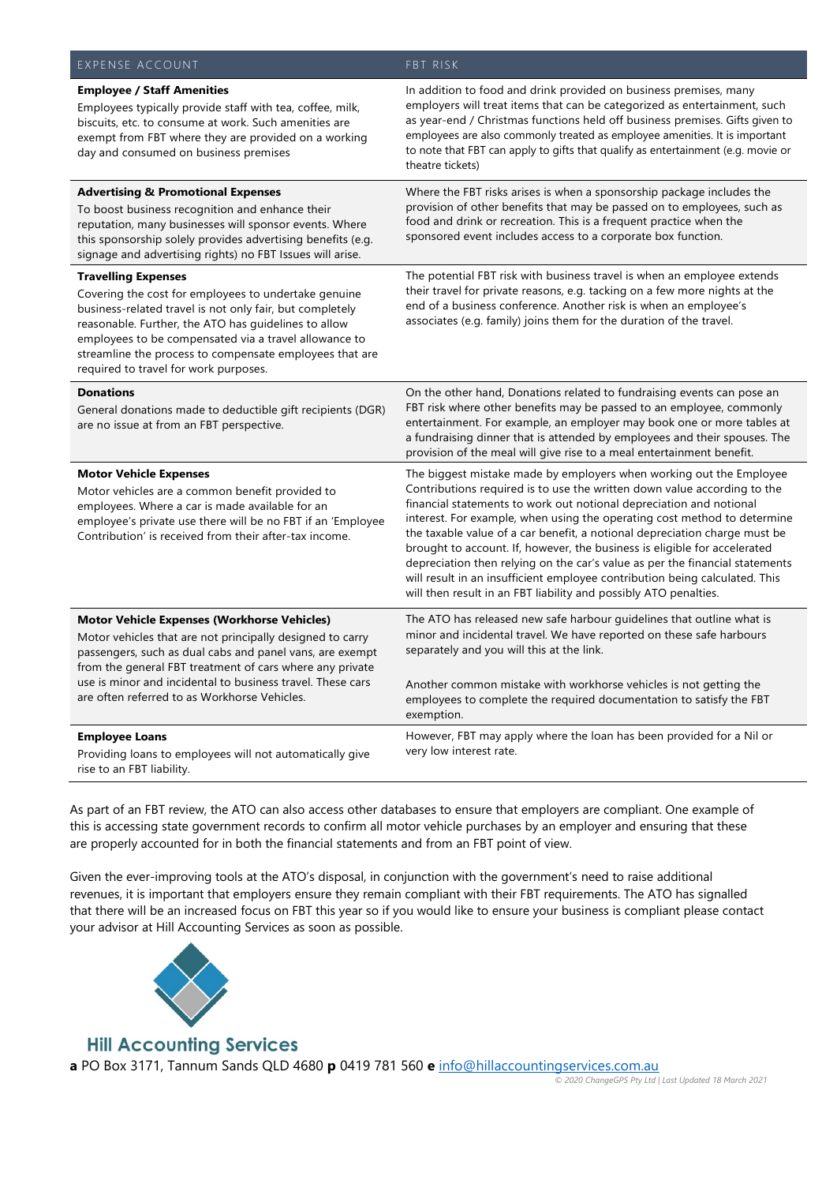| EXPENSE ACCOUNT | FBT RISK |
|---|---|
| **Employee / Staff Amenities**<br>Employees typically provide staff with tea, coffee, milk, biscuits, etc. to consume at work. Such amenities are exempt from FBT where they are provided on a working day and consumed on business premises | In addition to food and drink provided on business premises, many employers will treat items that can be categorized as entertainment, such as year-end / Christmas functions held off business premises. Gifts given to employees are also commonly treated as employee amenities. It is important to note that FBT can apply to gifts that qualify as entertainment (e.g. movie or theatre tickets) |
| **Advertising & Promotional Expenses**<br>To boost business recognition and enhance their reputation, many businesses will sponsor events. Where this sponsorship solely provides advertising benefits (e.g. signage and advertising rights) no FBT Issues will arise. | Where the FBT risks arises is when a sponsorship package includes the provision of other benefits that may be passed on to employees, such as food and drink or recreation. This is a frequent practice when the sponsored event includes access to a corporate box function. |
| **Travelling Expenses**<br>Covering the cost for employees to undertake genuine business-related travel is not only fair, but completely reasonable. Further, the ATO has guidelines to allow employees to be compensated via a travel allowance to streamline the process to compensate employees that are required to travel for work purposes. | The potential FBT risk with business travel is when an employee extends their travel for private reasons, e.g. tacking on a few more nights at the end of a business conference. Another risk is when an employee's associates (e.g. family) joins them for the duration of the travel. |
| **Donations**<br>General donations made to deductible gift recipients (DGR) are no issue at from an FBT perspective. | On the other hand, Donations related to fundraising events can pose an FBT risk where other benefits may be passed to an employee, commonly entertainment. For example, an employer may book one or more tables at a fundraising dinner that is attended by employees and their spouses. The provision of the meal will give rise to a meal entertainment benefit. |
| **Motor Vehicle Expenses**<br>Motor vehicles are a common benefit provided to employees. Where a car is made available for an employee's private use there will be no FBT if an 'Employee Contribution' is received from their after-tax income. | The biggest mistake made by employers when working out the Employee Contributions required is to use the written down value according to the financial statements to work out notional depreciation and notional interest. For example, when using the operating cost method to determine the taxable value of a car benefit, a notional depreciation charge must be brought to account. If, however, the business is eligible for accelerated depreciation then relying on the car's value as per the financial statements will result in an insufficient employee contribution being calculated. This will then result in an FBT liability and possibly ATO penalties. |
| **Motor Vehicle Expenses (Workhorse Vehicles)**<br>Motor vehicles that are not principally designed to carry passengers, such as dual cabs and panel vans, are exempt from the general FBT treatment of cars where any private use is minor and incidental to business travel. These cars are often referred to as Workhorse Vehicles. | The ATO has released new safe harbour guidelines that outline what is minor and incidental travel. We have reported on these safe harbours separately and you will this at the link.<br><br>Another common mistake with workhorse vehicles is not getting the employees to complete the required documentation to satisfy the FBT exemption. |
| **Employee Loans**<br>Providing loans to employees will not automatically give rise to an FBT liability. | However, FBT may apply where the loan has been provided for a Nil or very low interest rate. |

As part of an FBT review, the ATO can also access other databases to ensure that employers are compliant. One example of this is accessing state government records to confirm all motor vehicle purchases by an employer and ensuring that these are properly accounted for in both the financial statements and from an FBT point of view.

Given the ever-improving tools at the ATO's disposal, in conjunction with the government's need to raise additional revenues, it is important that employers ensure they remain compliant with their FBT requirements. The ATO has signalled that there will be an increased focus on FBT this year so if you would like to ensure your business is compliant please contact your advisor at Hill Accounting Services as soon as possible.

**Hill Accounting Services**

**a** PO Box 3171, Tannum Sands QLD 4680 **p** 0419 781 560 **e** info@hillaccountingservices.com.au

*© 2020 ChangeGPS Pty Ltd | Last Updated 18 March 2021*